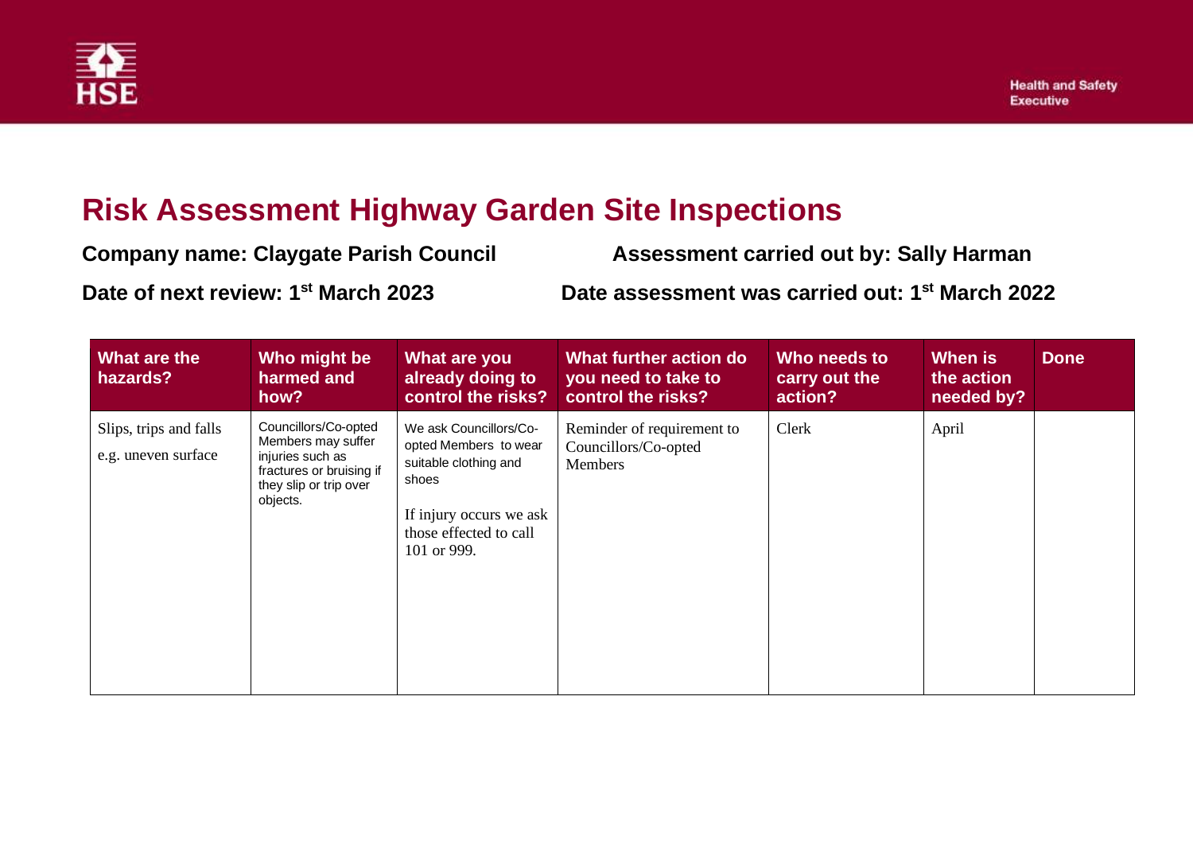# Risk Assessment Highway Garden Site Inspections

**Company name: Claygate Parish Council** **Assessment carried out by: Sally Harman**

**Date of next review: 1st March 2023** **Date assessment was carried out: 1st March 2022**

| What are the hazards? | Who might be harmed and how? | What are you already doing to control the risks? | What further action do you need to take to control the risks? | Who needs to carry out the action? | When is the action needed by? | Done |
|---|---|---|---|---|---|---|
| Slips, trips and falls<br>e.g. uneven surface | Councillors/Co-opted Members may suffer injuries such as fractures or bruising if they slip or trip over objects. | We ask Councillors/Co-opted Members to wear suitable clothing and shoes<br><br>If injury occurs we ask those effected to call 101 or 999. | Reminder of requirement to Councillors/Co-opted Members | Clerk | April | |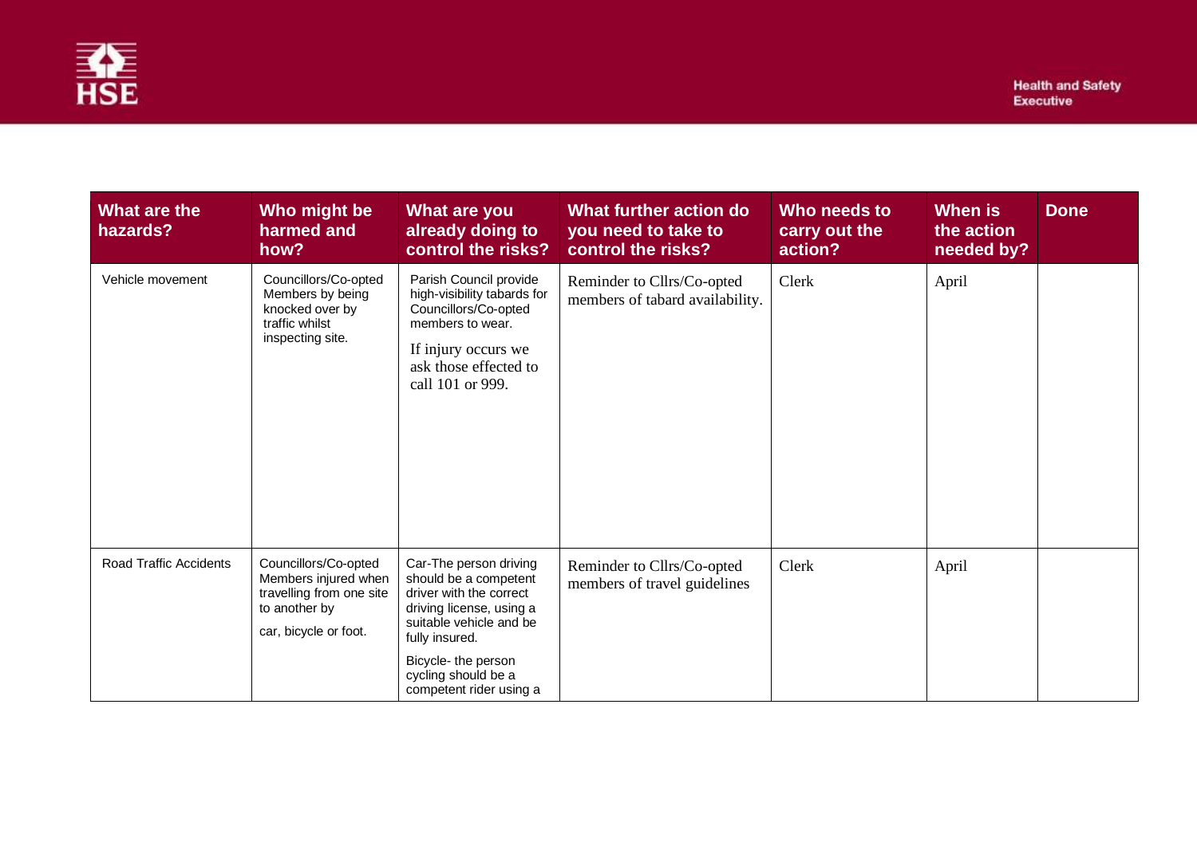| What are the hazards? | Who might be harmed and how? | What are you already doing to control the risks? | What further action do you need to take to control the risks? | Who needs to carry out the action? | When is the action needed by? | Done |
|---|---|---|---|---|---|---|
| Vehicle movement | Councillors/Co-opted Members by being knocked over by traffic whilst inspecting site. | Parish Council provide high-visibility tabards for Councillors/Co-opted members to wear.<br><br>If injury occurs we ask those effected to call 101 or 999. | Reminder to Cllrs/Co-opted members of tabard availability. | Clerk | April | |
| Road Traffic Accidents | Councillors/Co-opted Members injured when travelling from one site to another by<br><br>car, bicycle or foot. | Car-The person driving should be a competent driver with the correct driving license, using a suitable vehicle and be fully insured.<br><br>Bicycle- the person cycling should be a competent rider using a | Reminder to Cllrs/Co-opted members of travel guidelines | Clerk | April | |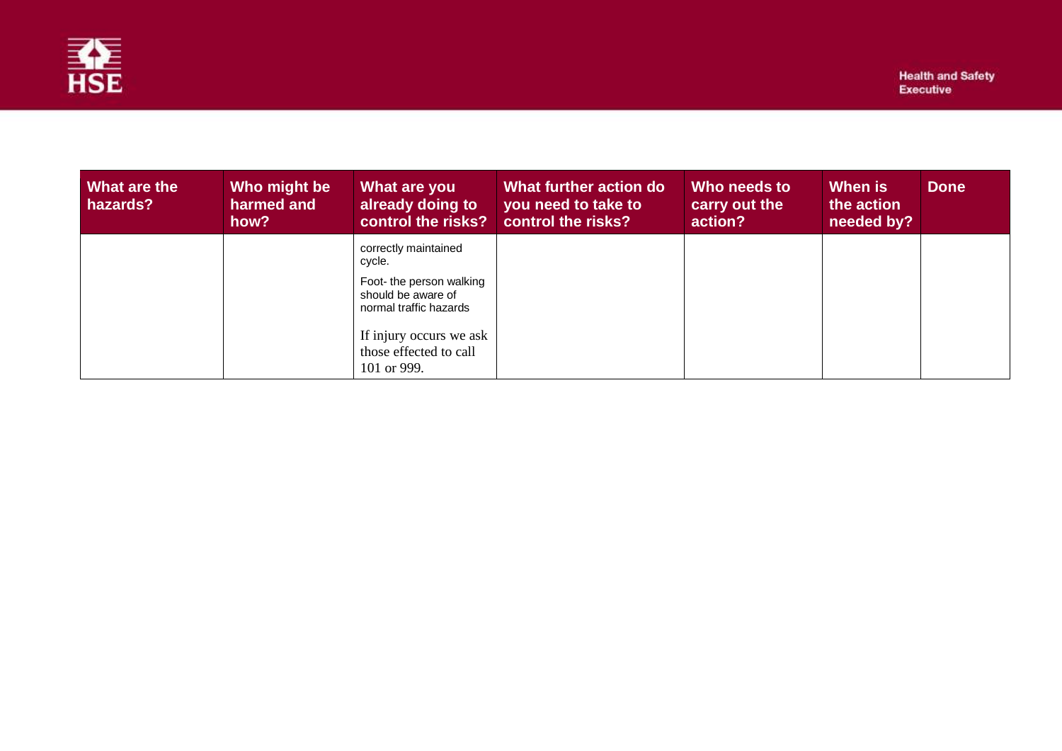| What are the hazards? | Who might be harmed and how? | What are you already doing to control the risks? | What further action do you need to take to control the risks? | Who needs to carry out the action? | When is the action needed by? | Done |
|---|---|---|---|---|---|---|
| | | correctly maintained cycle.<br><br>Foot- the person walking should be aware of normal traffic hazards<br><br>If injury occurs we ask those effected to call 101 or 999. | | | | |